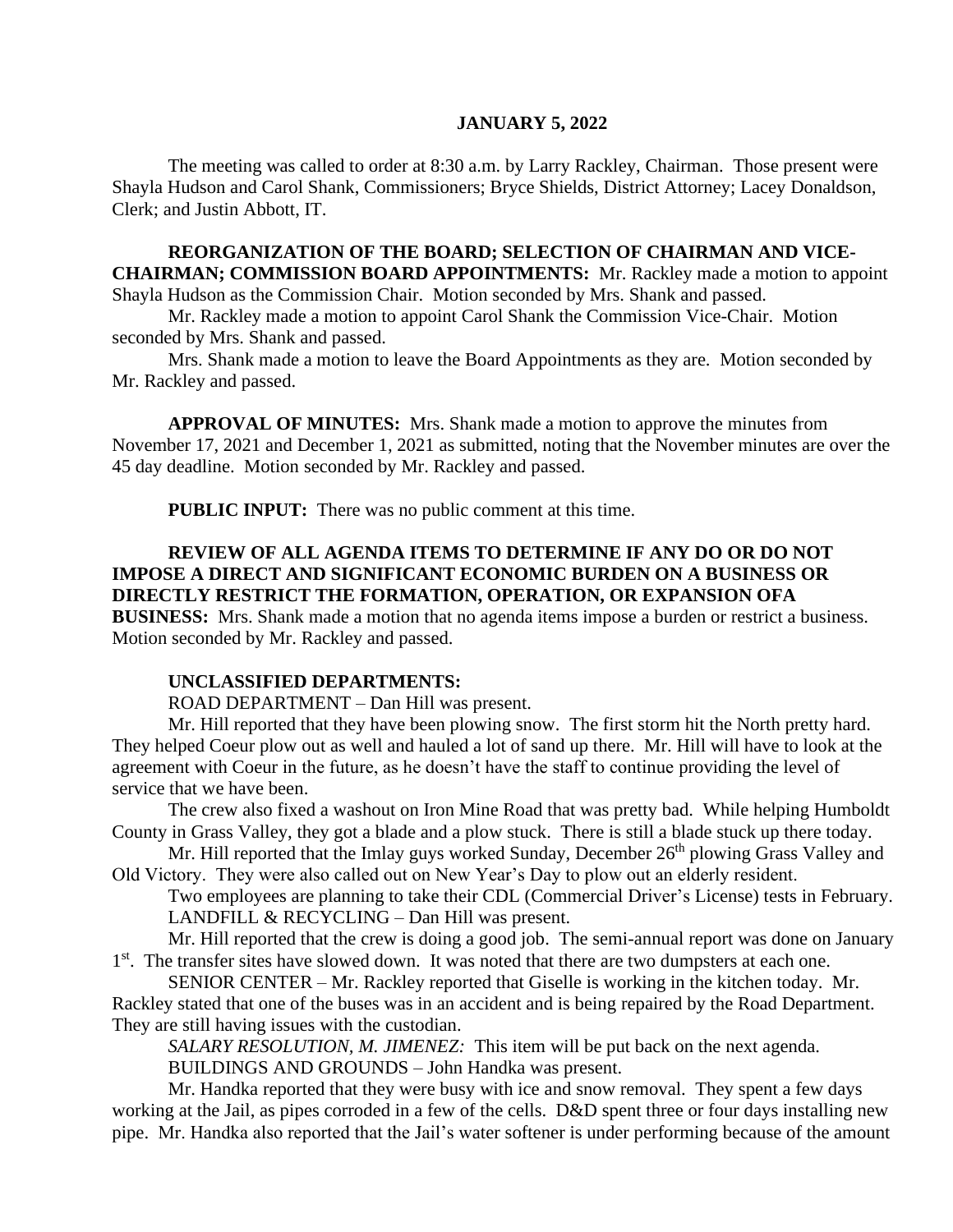**JANUARY 5, 2022**

The meeting was called to order at 8:30 a.m. by Larry Rackley, Chairman. Those present were Shayla Hudson and Carol Shank, Commissioners; Bryce Shields, District Attorney; Lacey Donaldson, Clerk; and Justin Abbott, IT.

**REORGANIZATION OF THE BOARD; SELECTION OF CHAIRMAN AND VICE-CHAIRMAN; COMMISSION BOARD APPOINTMENTS:** Mr. Rackley made a motion to appoint Shayla Hudson as the Commission Chair. Motion seconded by Mrs. Shank and passed.

Mr. Rackley made a motion to appoint Carol Shank the Commission Vice-Chair. Motion seconded by Mrs. Shank and passed.

Mrs. Shank made a motion to leave the Board Appointments as they are. Motion seconded by Mr. Rackley and passed.

**APPROVAL OF MINUTES:** Mrs. Shank made a motion to approve the minutes from November 17, 2021 and December 1, 2021 as submitted, noting that the November minutes are over the 45 day deadline. Motion seconded by Mr. Rackley and passed.

**PUBLIC INPUT:** There was no public comment at this time.

**REVIEW OF ALL AGENDA ITEMS TO DETERMINE IF ANY DO OR DO NOT IMPOSE A DIRECT AND SIGNIFICANT ECONOMIC BURDEN ON A BUSINESS OR DIRECTLY RESTRICT THE FORMATION, OPERATION, OR EXPANSION OFA BUSINESS:** Mrs. Shank made a motion that no agenda items impose a burden or restrict a business. Motion seconded by Mr. Rackley and passed.

**UNCLASSIFIED DEPARTMENTS:**

ROAD DEPARTMENT – Dan Hill was present.

Mr. Hill reported that they have been plowing snow. The first storm hit the North pretty hard. They helped Coeur plow out as well and hauled a lot of sand up there. Mr. Hill will have to look at the agreement with Coeur in the future, as he doesn't have the staff to continue providing the level of service that we have been.

The crew also fixed a washout on Iron Mine Road that was pretty bad. While helping Humboldt County in Grass Valley, they got a blade and a plow stuck. There is still a blade stuck up there today.

Mr. Hill reported that the Imlay guys worked Sunday, December 26th plowing Grass Valley and Old Victory. They were also called out on New Year's Day to plow out an elderly resident.

Two employees are planning to take their CDL (Commercial Driver's License) tests in February.

LANDFILL & RECYCLING – Dan Hill was present.

Mr. Hill reported that the crew is doing a good job. The semi-annual report was done on January 1st. The transfer sites have slowed down. It was noted that there are two dumpsters at each one.

SENIOR CENTER – Mr. Rackley reported that Giselle is working in the kitchen today. Mr. Rackley stated that one of the buses was in an accident and is being repaired by the Road Department. They are still having issues with the custodian.

*SALARY RESOLUTION, M. JIMENEZ:* This item will be put back on the next agenda.

BUILDINGS AND GROUNDS – John Handka was present.

Mr. Handka reported that they were busy with ice and snow removal. They spent a few days working at the Jail, as pipes corroded in a few of the cells. D&D spent three or four days installing new pipe. Mr. Handka also reported that the Jail's water softener is under performing because of the amount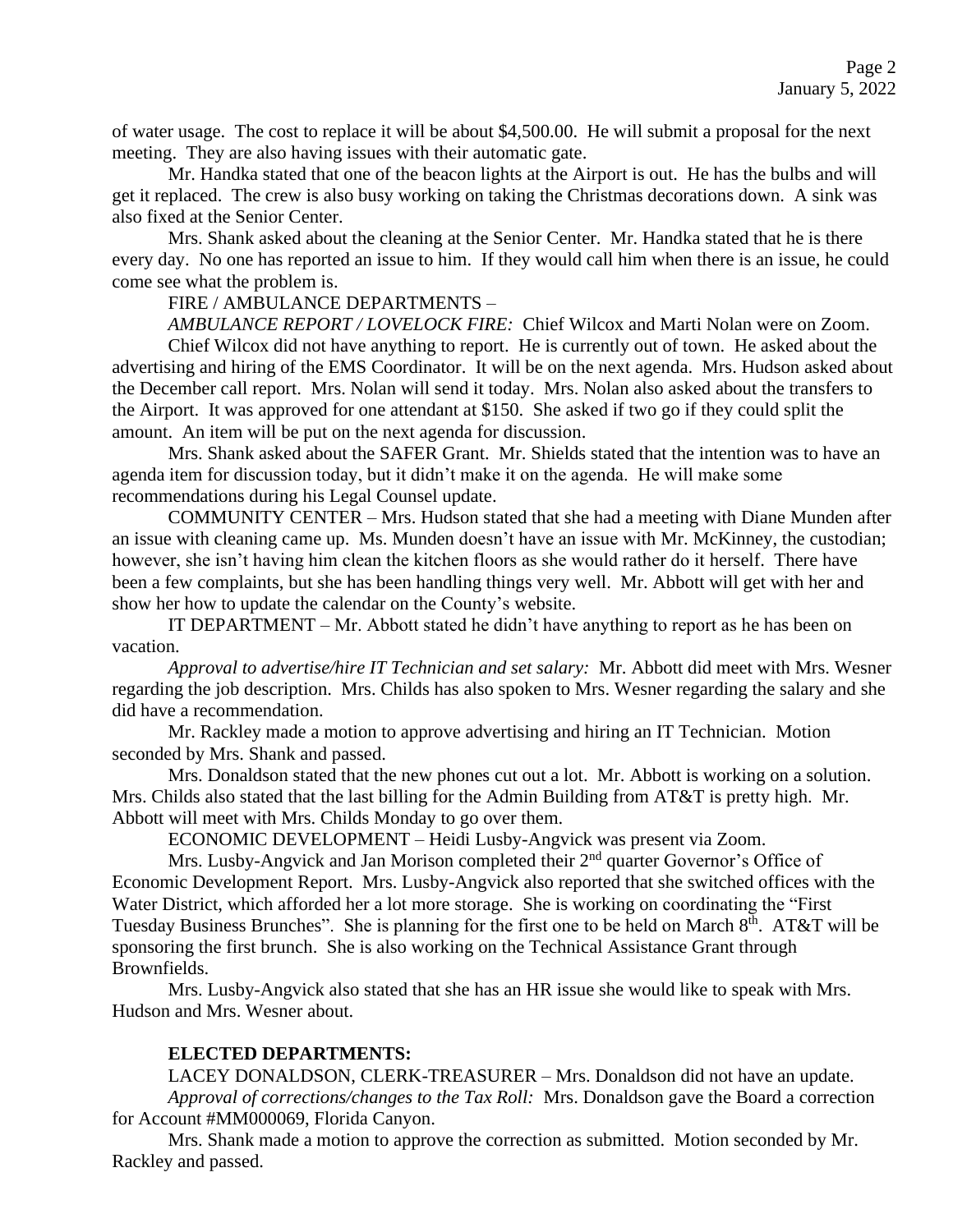of water usage. The cost to replace it will be about $4,500.00. He will submit a proposal for the next meeting. They are also having issues with their automatic gate.

Mr. Handka stated that one of the beacon lights at the Airport is out. He has the bulbs and will get it replaced. The crew is also busy working on taking the Christmas decorations down. A sink was also fixed at the Senior Center.

Mrs. Shank asked about the cleaning at the Senior Center. Mr. Handka stated that he is there every day. No one has reported an issue to him. If they would call him when there is an issue, he could come see what the problem is.

FIRE / AMBULANCE DEPARTMENTS –

*AMBULANCE REPORT / LOVELOCK FIRE:* Chief Wilcox and Marti Nolan were on Zoom.

Chief Wilcox did not have anything to report. He is currently out of town. He asked about the advertising and hiring of the EMS Coordinator. It will be on the next agenda. Mrs. Hudson asked about the December call report. Mrs. Nolan will send it today. Mrs. Nolan also asked about the transfers to the Airport. It was approved for one attendant at $150. She asked if two go if they could split the amount. An item will be put on the next agenda for discussion.

Mrs. Shank asked about the SAFER Grant. Mr. Shields stated that the intention was to have an agenda item for discussion today, but it didn't make it on the agenda. He will make some recommendations during his Legal Counsel update.

COMMUNITY CENTER – Mrs. Hudson stated that she had a meeting with Diane Munden after an issue with cleaning came up. Ms. Munden doesn't have an issue with Mr. McKinney, the custodian; however, she isn't having him clean the kitchen floors as she would rather do it herself. There have been a few complaints, but she has been handling things very well. Mr. Abbott will get with her and show her how to update the calendar on the County's website.

IT DEPARTMENT – Mr. Abbott stated he didn't have anything to report as he has been on vacation.

*Approval to advertise/hire IT Technician and set salary:* Mr. Abbott did meet with Mrs. Wesner regarding the job description. Mrs. Childs has also spoken to Mrs. Wesner regarding the salary and she did have a recommendation.

Mr. Rackley made a motion to approve advertising and hiring an IT Technician. Motion seconded by Mrs. Shank and passed.

Mrs. Donaldson stated that the new phones cut out a lot. Mr. Abbott is working on a solution. Mrs. Childs also stated that the last billing for the Admin Building from AT&T is pretty high. Mr. Abbott will meet with Mrs. Childs Monday to go over them.

ECONOMIC DEVELOPMENT – Heidi Lusby-Angvick was present via Zoom.

Mrs. Lusby-Angvick and Jan Morison completed their 2nd quarter Governor's Office of Economic Development Report. Mrs. Lusby-Angvick also reported that she switched offices with the Water District, which afforded her a lot more storage. She is working on coordinating the "First Tuesday Business Brunches". She is planning for the first one to be held on March 8th. AT&T will be sponsoring the first brunch. She is also working on the Technical Assistance Grant through Brownfields.

Mrs. Lusby-Angvick also stated that she has an HR issue she would like to speak with Mrs. Hudson and Mrs. Wesner about.

**ELECTED DEPARTMENTS:**

LACEY DONALDSON, CLERK-TREASURER – Mrs. Donaldson did not have an update.

*Approval of corrections/changes to the Tax Roll:* Mrs. Donaldson gave the Board a correction for Account #MM000069, Florida Canyon.

Mrs. Shank made a motion to approve the correction as submitted. Motion seconded by Mr. Rackley and passed.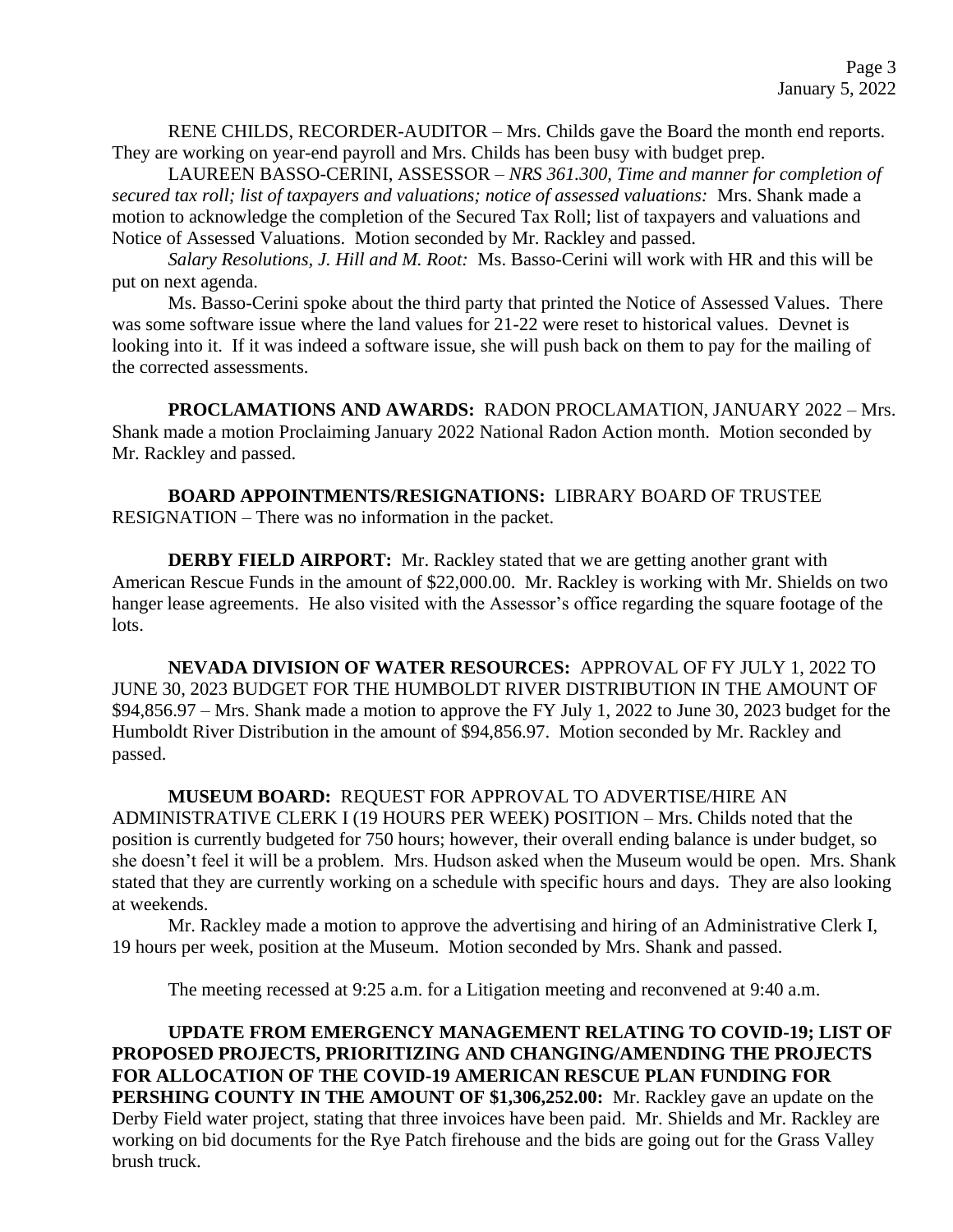RENE CHILDS, RECORDER-AUDITOR – Mrs. Childs gave the Board the month end reports. They are working on year-end payroll and Mrs. Childs has been busy with budget prep.

LAUREEN BASSO-CERINI, ASSESSOR – *NRS 361.300, Time and manner for completion of secured tax roll; list of taxpayers and valuations; notice of assessed valuations:* Mrs. Shank made a motion to acknowledge the completion of the Secured Tax Roll; list of taxpayers and valuations and Notice of Assessed Valuations. Motion seconded by Mr. Rackley and passed.

*Salary Resolutions, J. Hill and M. Root:* Ms. Basso-Cerini will work with HR and this will be put on next agenda.

Ms. Basso-Cerini spoke about the third party that printed the Notice of Assessed Values. There was some software issue where the land values for 21-22 were reset to historical values. Devnet is looking into it. If it was indeed a software issue, she will push back on them to pay for the mailing of the corrected assessments.

**PROCLAMATIONS AND AWARDS:** RADON PROCLAMATION, JANUARY 2022 – Mrs. Shank made a motion Proclaiming January 2022 National Radon Action month. Motion seconded by Mr. Rackley and passed.

**BOARD APPOINTMENTS/RESIGNATIONS:** LIBRARY BOARD OF TRUSTEE RESIGNATION – There was no information in the packet.

**DERBY FIELD AIRPORT:** Mr. Rackley stated that we are getting another grant with American Rescue Funds in the amount of $22,000.00. Mr. Rackley is working with Mr. Shields on two hanger lease agreements. He also visited with the Assessor's office regarding the square footage of the lots.

**NEVADA DIVISION OF WATER RESOURCES:** APPROVAL OF FY JULY 1, 2022 TO JUNE 30, 2023 BUDGET FOR THE HUMBOLDT RIVER DISTRIBUTION IN THE AMOUNT OF $94,856.97 – Mrs. Shank made a motion to approve the FY July 1, 2022 to June 30, 2023 budget for the Humboldt River Distribution in the amount of $94,856.97. Motion seconded by Mr. Rackley and passed.

**MUSEUM BOARD:** REQUEST FOR APPROVAL TO ADVERTISE/HIRE AN ADMINISTRATIVE CLERK I (19 HOURS PER WEEK) POSITION – Mrs. Childs noted that the position is currently budgeted for 750 hours; however, their overall ending balance is under budget, so she doesn't feel it will be a problem. Mrs. Hudson asked when the Museum would be open. Mrs. Shank stated that they are currently working on a schedule with specific hours and days. They are also looking at weekends.

Mr. Rackley made a motion to approve the advertising and hiring of an Administrative Clerk I, 19 hours per week, position at the Museum. Motion seconded by Mrs. Shank and passed.

The meeting recessed at 9:25 a.m. for a Litigation meeting and reconvened at 9:40 a.m.

**UPDATE FROM EMERGENCY MANAGEMENT RELATING TO COVID-19; LIST OF PROPOSED PROJECTS, PRIORITIZING AND CHANGING/AMENDING THE PROJECTS FOR ALLOCATION OF THE COVID-19 AMERICAN RESCUE PLAN FUNDING FOR PERSHING COUNTY IN THE AMOUNT OF $1,306,252.00:** Mr. Rackley gave an update on the Derby Field water project, stating that three invoices have been paid. Mr. Shields and Mr. Rackley are working on bid documents for the Rye Patch firehouse and the bids are going out for the Grass Valley brush truck.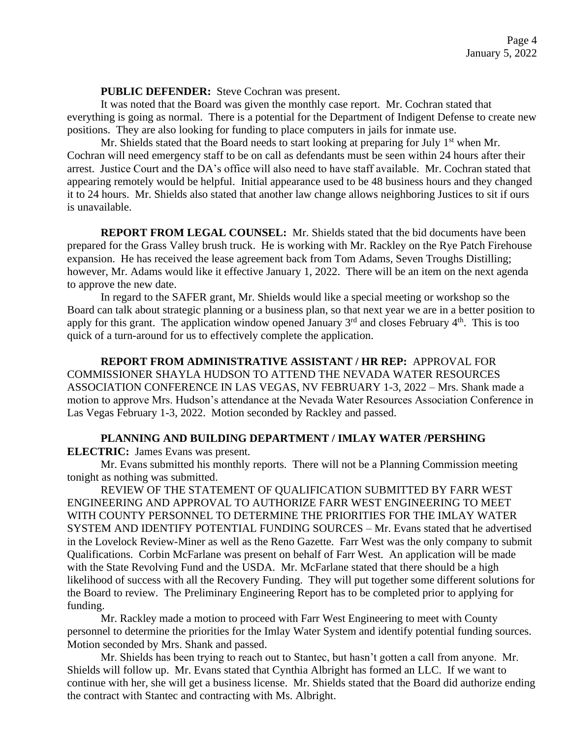**PUBLIC DEFENDER:** Steve Cochran was present.

It was noted that the Board was given the monthly case report. Mr. Cochran stated that everything is going as normal. There is a potential for the Department of Indigent Defense to create new positions. They are also looking for funding to place computers in jails for inmate use.

Mr. Shields stated that the Board needs to start looking at preparing for July 1st when Mr. Cochran will need emergency staff to be on call as defendants must be seen within 24 hours after their arrest. Justice Court and the DA's office will also need to have staff available. Mr. Cochran stated that appearing remotely would be helpful. Initial appearance used to be 48 business hours and they changed it to 24 hours. Mr. Shields also stated that another law change allows neighboring Justices to sit if ours is unavailable.

**REPORT FROM LEGAL COUNSEL:** Mr. Shields stated that the bid documents have been prepared for the Grass Valley brush truck. He is working with Mr. Rackley on the Rye Patch Firehouse expansion. He has received the lease agreement back from Tom Adams, Seven Troughs Distilling; however, Mr. Adams would like it effective January 1, 2022. There will be an item on the next agenda to approve the new date.

In regard to the SAFER grant, Mr. Shields would like a special meeting or workshop so the Board can talk about strategic planning or a business plan, so that next year we are in a better position to apply for this grant. The application window opened January 3rd and closes February 4th. This is too quick of a turn-around for us to effectively complete the application.

**REPORT FROM ADMINISTRATIVE ASSISTANT / HR REP:** APPROVAL FOR COMMISSIONER SHAYLA HUDSON TO ATTEND THE NEVADA WATER RESOURCES ASSOCIATION CONFERENCE IN LAS VEGAS, NV FEBRUARY 1-3, 2022 – Mrs. Shank made a motion to approve Mrs. Hudson's attendance at the Nevada Water Resources Association Conference in Las Vegas February 1-3, 2022. Motion seconded by Rackley and passed.

**PLANNING AND BUILDING DEPARTMENT / IMLAY WATER /PERSHING ELECTRIC:** James Evans was present.

Mr. Evans submitted his monthly reports. There will not be a Planning Commission meeting tonight as nothing was submitted.

REVIEW OF THE STATEMENT OF QUALIFICATION SUBMITTED BY FARR WEST ENGINEERING AND APPROVAL TO AUTHORIZE FARR WEST ENGINEERING TO MEET WITH COUNTY PERSONNEL TO DETERMINE THE PRIORITIES FOR THE IMLAY WATER SYSTEM AND IDENTIFY POTENTIAL FUNDING SOURCES – Mr. Evans stated that he advertised in the Lovelock Review-Miner as well as the Reno Gazette. Farr West was the only company to submit Qualifications. Corbin McFarlane was present on behalf of Farr West. An application will be made with the State Revolving Fund and the USDA. Mr. McFarlane stated that there should be a high likelihood of success with all the Recovery Funding. They will put together some different solutions for the Board to review. The Preliminary Engineering Report has to be completed prior to applying for funding.

Mr. Rackley made a motion to proceed with Farr West Engineering to meet with County personnel to determine the priorities for the Imlay Water System and identify potential funding sources. Motion seconded by Mrs. Shank and passed.

Mr. Shields has been trying to reach out to Stantec, but hasn't gotten a call from anyone. Mr. Shields will follow up. Mr. Evans stated that Cynthia Albright has formed an LLC. If we want to continue with her, she will get a business license. Mr. Shields stated that the Board did authorize ending the contract with Stantec and contracting with Ms. Albright.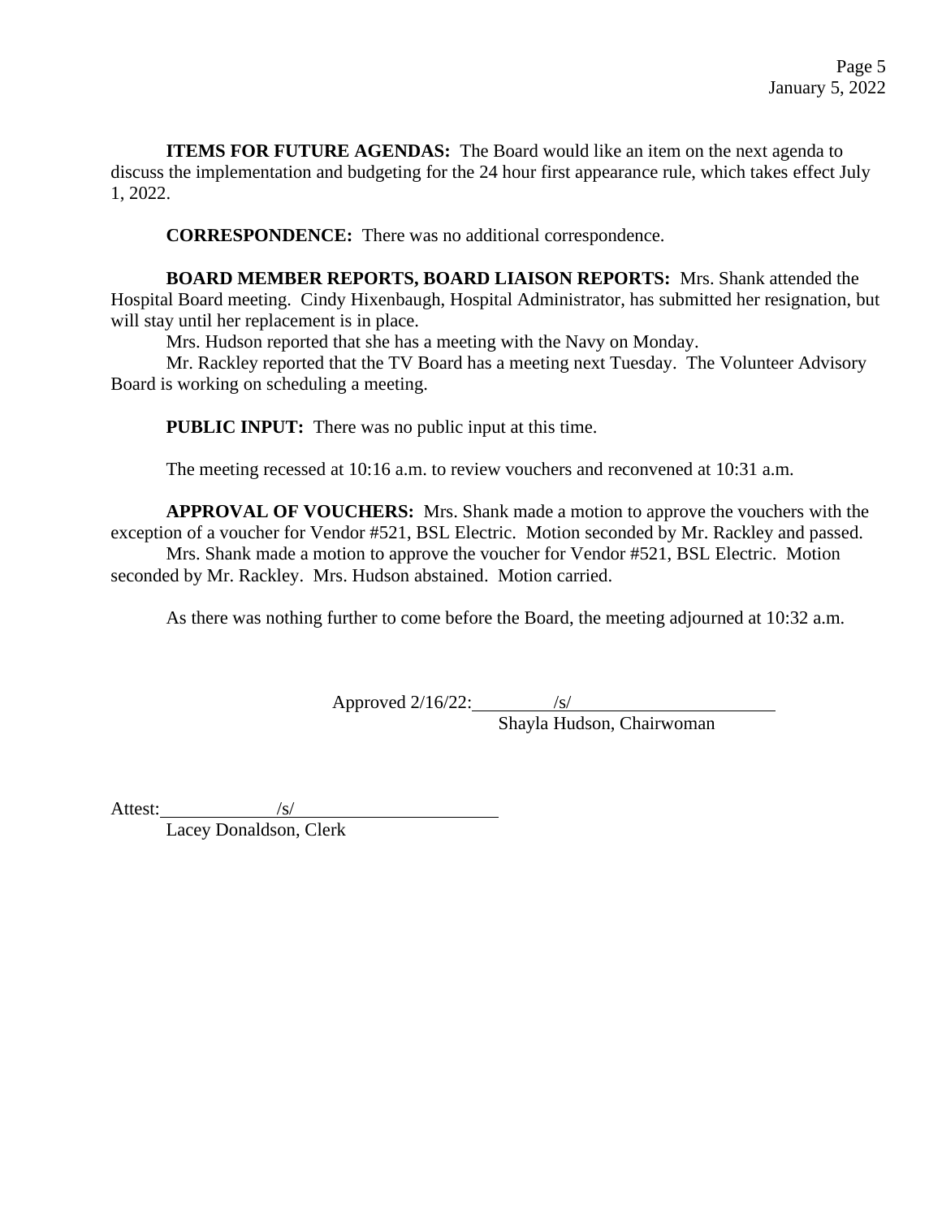**ITEMS FOR FUTURE AGENDAS:** The Board would like an item on the next agenda to discuss the implementation and budgeting for the 24 hour first appearance rule, which takes effect July 1, 2022.

**CORRESPONDENCE:** There was no additional correspondence.

**BOARD MEMBER REPORTS, BOARD LIAISON REPORTS:** Mrs. Shank attended the Hospital Board meeting. Cindy Hixenbaugh, Hospital Administrator, has submitted her resignation, but will stay until her replacement is in place.

Mrs. Hudson reported that she has a meeting with the Navy on Monday.

Mr. Rackley reported that the TV Board has a meeting next Tuesday. The Volunteer Advisory Board is working on scheduling a meeting.

**PUBLIC INPUT:** There was no public input at this time.

The meeting recessed at 10:16 a.m. to review vouchers and reconvened at 10:31 a.m.

**APPROVAL OF VOUCHERS:** Mrs. Shank made a motion to approve the vouchers with the exception of a voucher for Vendor #521, BSL Electric. Motion seconded by Mr. Rackley and passed.

Mrs. Shank made a motion to approve the voucher for Vendor #521, BSL Electric. Motion seconded by Mr. Rackley. Mrs. Hudson abstained. Motion carried.

As there was nothing further to come before the Board, the meeting adjourned at 10:32 a.m.

Approved 2/16/22: /s/
Shayla Hudson, Chairwoman

Attest: /s/
Lacey Donaldson, Clerk